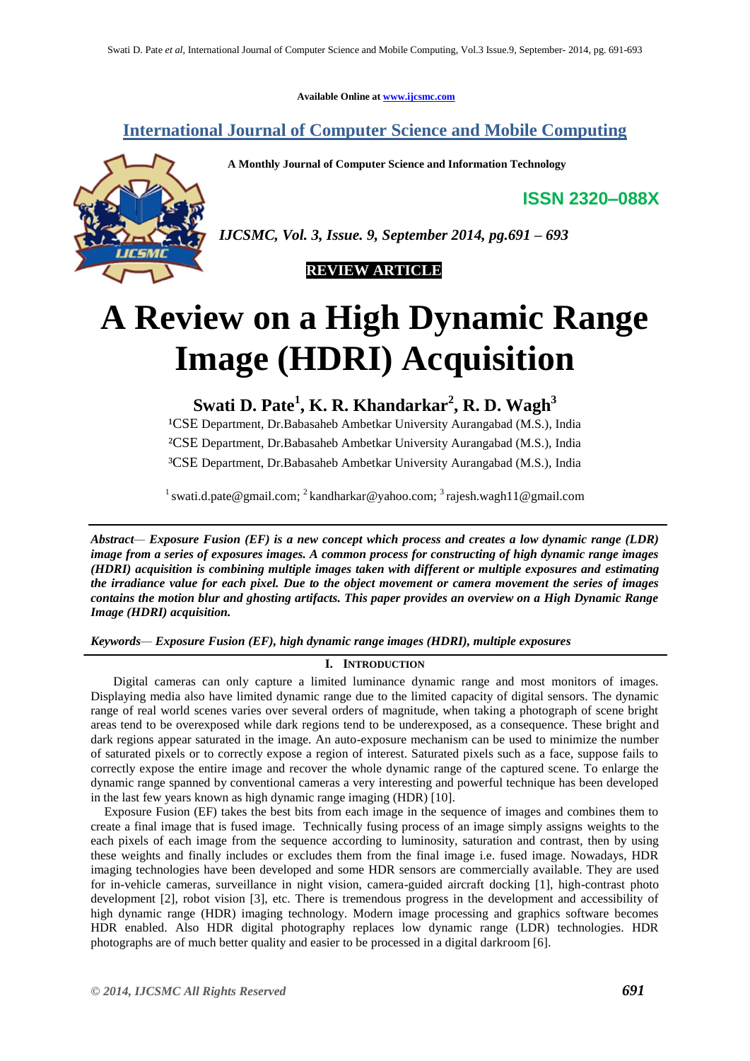Available Online at www.ijcsmc.com

# International Journal of Computer Science and Mobile Computing

**A Monthly Journal of Computer Science and Information Technology**

**ISSN 2320–088X**

*IJCSMC, Vol. 3, Issue. 9, September 2014, pg.691 – 693*

**REVIEW ARTICLE**

# A Review on a High Dynamic Range Image (HDRI) Acquisition

**Swati D. Pate[1], K. R. Khandarkar[2], R. D. Wagh[3]**

[1]CSE Department, Dr.Babasaheb Ambetkar University Aurangabad (M.S.), India
[2]CSE Department, Dr.Babasaheb Ambetkar University Aurangabad (M.S.), India
[3]CSE Department, Dr.Babasaheb Ambetkar University Aurangabad (M.S.), India

[1] swati.d.pate@gmail.com; [2] kandharkar@yahoo.com; [3] rajesh.wagh11@gmail.com

***Abstract*— *Exposure Fusion (EF) is a new concept which process and creates a low dynamic range (LDR) image from a series of exposures images. A common process for constructing of high dynamic range images (HDRI) acquisition is combining multiple images taken with different or multiple exposures and estimating the irradiance value for each pixel. Due to the object movement or camera movement the series of images contains the motion blur and ghosting artifacts. This paper provides an overview on a High Dynamic Range Image (HDRI) acquisition.***

***Keywords*— *Exposure Fusion (EF), high dynamic range images (HDRI), multiple exposures***

## I. Introduction

Digital cameras can only capture a limited luminance dynamic range and most monitors of images. Displaying media also have limited dynamic range due to the limited capacity of digital sensors. The dynamic range of real world scenes varies over several orders of magnitude, when taking a photograph of scene bright areas tend to be overexposed while dark regions tend to be underexposed, as a consequence. These bright and dark regions appear saturated in the image. An auto-exposure mechanism can be used to minimize the number of saturated pixels or to correctly expose a region of interest. Saturated pixels such as a face, suppose fails to correctly expose the entire image and recover the whole dynamic range of the captured scene. To enlarge the dynamic range spanned by conventional cameras a very interesting and powerful technique has been developed in the last few years known as high dynamic range imaging (HDR) [10].

Exposure Fusion (EF) takes the best bits from each image in the sequence of images and combines them to create a final image that is fused image. Technically fusing process of an image simply assigns weights to the each pixels of each image from the sequence according to luminosity, saturation and contrast, then by using these weights and finally includes or excludes them from the final image i.e. fused image. Nowadays, HDR imaging technologies have been developed and some HDR sensors are commercially available. They are used for in-vehicle cameras, surveillance in night vision, camera-guided aircraft docking [1], high-contrast photo development [2], robot vision [3], etc. There is tremendous progress in the development and accessibility of high dynamic range (HDR) imaging technology. Modern image processing and graphics software becomes HDR enabled. Also HDR digital photography replaces low dynamic range (LDR) technologies. HDR photographs are of much better quality and easier to be processed in a digital darkroom [6].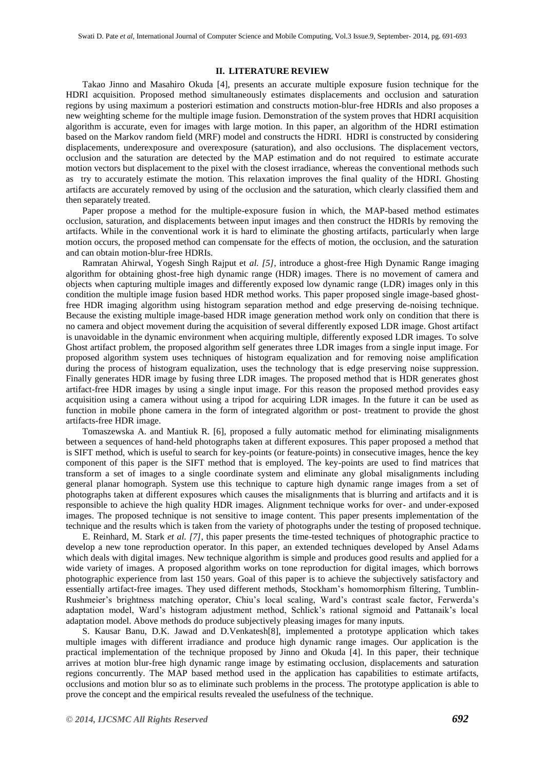## II. LITERATURE REVIEW

Takao Jinno and Masahiro Okuda [4], presents an accurate multiple exposure fusion technique for the HDRI acquisition. Proposed method simultaneously estimates displacements and occlusion and saturation regions by using maximum a posteriori estimation and constructs motion-blur-free HDRIs and also proposes a new weighting scheme for the multiple image fusion. Demonstration of the system proves that HDRI acquisition algorithm is accurate, even for images with large motion. In this paper, an algorithm of the HDRI estimation based on the Markov random field (MRF) model and constructs the HDRI. HDRI is constructed by considering displacements, underexposure and overexposure (saturation), and also occlusions. The displacement vectors, occlusion and the saturation are detected by the MAP estimation and do not required to estimate accurate motion vectors but displacement to the pixel with the closest irradiance, whereas the conventional methods such as try to accurately estimate the motion. This relaxation improves the final quality of the HDRI. Ghosting artifacts are accurately removed by using of the occlusion and the saturation, which clearly classified them and then separately treated.

Paper propose a method for the multiple-exposure fusion in which, the MAP-based method estimates occlusion, saturation, and displacements between input images and then construct the HDRIs by removing the artifacts. While in the conventional work it is hard to eliminate the ghosting artifacts, particularly when large motion occurs, the proposed method can compensate for the effects of motion, the occlusion, and the saturation and can obtain motion-blur-free HDRIs.

Ramratan Ahirwal, Yogesh Singh Rajput et *al. [5]*, introduce a ghost-free High Dynamic Range imaging algorithm for obtaining ghost-free high dynamic range (HDR) images. There is no movement of camera and objects when capturing multiple images and differently exposed low dynamic range (LDR) images only in this condition the multiple image fusion based HDR method works. This paper proposed single image-based ghost-free HDR imaging algorithm using histogram separation method and edge preserving de-noising technique. Because the existing multiple image-based HDR image generation method work only on condition that there is no camera and object movement during the acquisition of several differently exposed LDR image. Ghost artifact is unavoidable in the dynamic environment when acquiring multiple, differently exposed LDR images. To solve Ghost artifact problem, the proposed algorithm self generates three LDR images from a single input image. For proposed algorithm system uses techniques of histogram equalization and for removing noise amplification during the process of histogram equalization, uses the technology that is edge preserving noise suppression. Finally generates HDR image by fusing three LDR images. The proposed method that is HDR generates ghost artifact-free HDR images by using a single input image. For this reason the proposed method provides easy acquisition using a camera without using a tripod for acquiring LDR images. In the future it can be used as function in mobile phone camera in the form of integrated algorithm or post- treatment to provide the ghost artifacts-free HDR image.

Tomaszewska A. and Mantiuk R. [6], proposed a fully automatic method for eliminating misalignments between a sequences of hand-held photographs taken at different exposures. This paper proposed a method that is SIFT method, which is useful to search for key-points (or feature-points) in consecutive images, hence the key component of this paper is the SIFT method that is employed. The key-points are used to find matrices that transform a set of images to a single coordinate system and eliminate any global misalignments including general planar homograph. System use this technique to capture high dynamic range images from a set of photographs taken at different exposures which causes the misalignments that is blurring and artifacts and it is responsible to achieve the high quality HDR images. Alignment technique works for over- and under-exposed images. The proposed technique is not sensitive to image content. This paper presents implementation of the technique and the results which is taken from the variety of photographs under the testing of proposed technique.

E. Reinhard, M. Stark *et al. [7]*, this paper presents the time-tested techniques of photographic practice to develop a new tone reproduction operator. In this paper, an extended techniques developed by Ansel Adams which deals with digital images. New technique algorithm is simple and produces good results and applied for a wide variety of images. A proposed algorithm works on tone reproduction for digital images, which borrows photographic experience from last 150 years. Goal of this paper is to achieve the subjectively satisfactory and essentially artifact-free images. They used different methods, Stockham's homomorphism filtering, Tumblin-Rushmeier's brightness matching operator, Chiu's local scaling, Ward's contrast scale factor, Ferwerda's adaptation model, Ward's histogram adjustment method, Schlick's rational sigmoid and Pattanaik's local adaptation model. Above methods do produce subjectively pleasing images for many inputs.

S. Kausar Banu, D.K. Jawad and D.Venkatesh[8], implemented a prototype application which takes multiple images with different irradiance and produce high dynamic range images. Our application is the practical implementation of the technique proposed by Jinno and Okuda [4]. In this paper, their technique arrives at motion blur-free high dynamic range image by estimating occlusion, displacements and saturation regions concurrently. The MAP based method used in the application has capabilities to estimate artifacts, occlusions and motion blur so as to eliminate such problems in the process. The prototype application is able to prove the concept and the empirical results revealed the usefulness of the technique.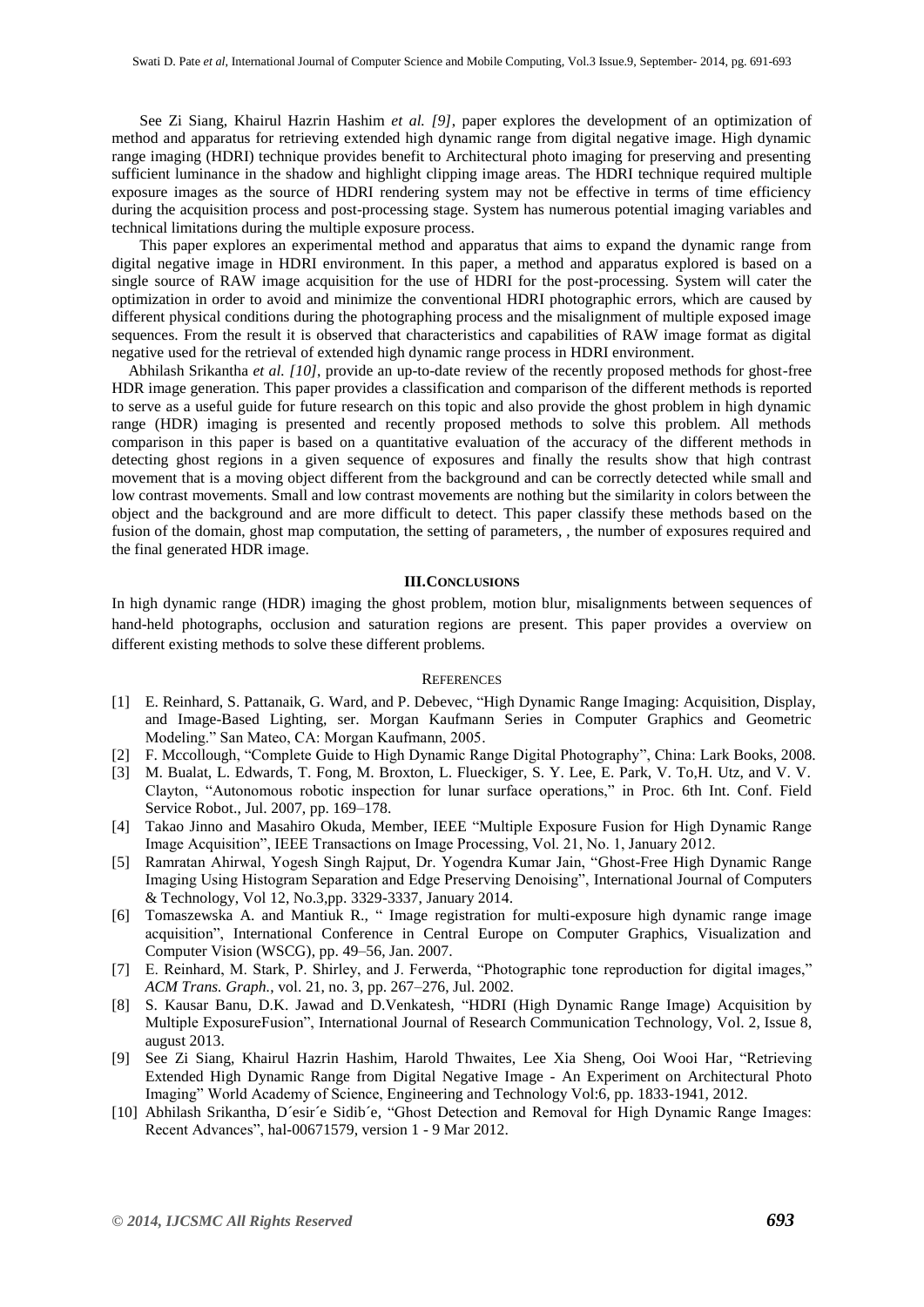See Zi Siang, Khairul Hazrin Hashim *et al. [9]*, paper explores the development of an optimization of method and apparatus for retrieving extended high dynamic range from digital negative image. High dynamic range imaging (HDRI) technique provides benefit to Architectural photo imaging for preserving and presenting sufficient luminance in the shadow and highlight clipping image areas. The HDRI technique required multiple exposure images as the source of HDRI rendering system may not be effective in terms of time efficiency during the acquisition process and post-processing stage. System has numerous potential imaging variables and technical limitations during the multiple exposure process.

This paper explores an experimental method and apparatus that aims to expand the dynamic range from digital negative image in HDRI environment. In this paper, a method and apparatus explored is based on a single source of RAW image acquisition for the use of HDRI for the post-processing. System will cater the optimization in order to avoid and minimize the conventional HDRI photographic errors, which are caused by different physical conditions during the photographing process and the misalignment of multiple exposed image sequences. From the result it is observed that characteristics and capabilities of RAW image format as digital negative used for the retrieval of extended high dynamic range process in HDRI environment.

Abhilash Srikantha *et al. [10]*, provide an up-to-date review of the recently proposed methods for ghost-free HDR image generation. This paper provides a classification and comparison of the different methods is reported to serve as a useful guide for future research on this topic and also provide the ghost problem in high dynamic range (HDR) imaging is presented and recently proposed methods to solve this problem. All methods comparison in this paper is based on a quantitative evaluation of the accuracy of the different methods in detecting ghost regions in a given sequence of exposures and finally the results show that high contrast movement that is a moving object different from the background and can be correctly detected while small and low contrast movements. Small and low contrast movements are nothing but the similarity in colors between the object and the background and are more difficult to detect. This paper classify these methods based on the fusion of the domain, ghost map computation, the setting of parameters, , the number of exposures required and the final generated HDR image.

## III. CONCLUSIONS

In high dynamic range (HDR) imaging the ghost problem, motion blur, misalignments between sequences of hand-held photographs, occlusion and saturation regions are present. This paper provides a overview on different existing methods to solve these different problems.

## REFERENCES

[1] E. Reinhard, S. Pattanaik, G. Ward, and P. Debevec, "High Dynamic Range Imaging: Acquisition, Display, and Image-Based Lighting, ser. Morgan Kaufmann Series in Computer Graphics and Geometric Modeling." San Mateo, CA: Morgan Kaufmann, 2005.

[2] F. Mccollough, "Complete Guide to High Dynamic Range Digital Photography", China: Lark Books, 2008.

[3] M. Bualat, L. Edwards, T. Fong, M. Broxton, L. Flueckiger, S. Y. Lee, E. Park, V. To,H. Utz, and V. V. Clayton, "Autonomous robotic inspection for lunar surface operations," in Proc. 6th Int. Conf. Field Service Robot., Jul. 2007, pp. 169–178.

[4] Takao Jinno and Masahiro Okuda, Member, IEEE "Multiple Exposure Fusion for High Dynamic Range Image Acquisition", IEEE Transactions on Image Processing, Vol. 21, No. 1, January 2012.

[5] Ramratan Ahirwal, Yogesh Singh Rajput, Dr. Yogendra Kumar Jain, "Ghost-Free High Dynamic Range Imaging Using Histogram Separation and Edge Preserving Denoising", International Journal of Computers & Technology, Vol 12, No.3,pp. 3329-3337, January 2014.

[6] Tomaszewska A. and Mantiuk R., " Image registration for multi-exposure high dynamic range image acquisition", International Conference in Central Europe on Computer Graphics, Visualization and Computer Vision (WSCG), pp. 49–56, Jan. 2007.

[7] E. Reinhard, M. Stark, P. Shirley, and J. Ferwerda, "Photographic tone reproduction for digital images," *ACM Trans. Graph.*, vol. 21, no. 3, pp. 267–276, Jul. 2002.

[8] S. Kausar Banu, D.K. Jawad and D.Venkatesh, "HDRI (High Dynamic Range Image) Acquisition by Multiple ExposureFusion", International Journal of Research Communication Technology, Vol. 2, Issue 8, august 2013.

[9] See Zi Siang, Khairul Hazrin Hashim, Harold Thwaites, Lee Xia Sheng, Ooi Wooi Har, "Retrieving Extended High Dynamic Range from Digital Negative Image - An Experiment on Architectural Photo Imaging" World Academy of Science, Engineering and Technology Vol:6, pp. 1833-1941, 2012.

[10] Abhilash Srikantha, D´esir´e Sidib´e, "Ghost Detection and Removal for High Dynamic Range Images: Recent Advances", hal-00671579, version 1 - 9 Mar 2012.